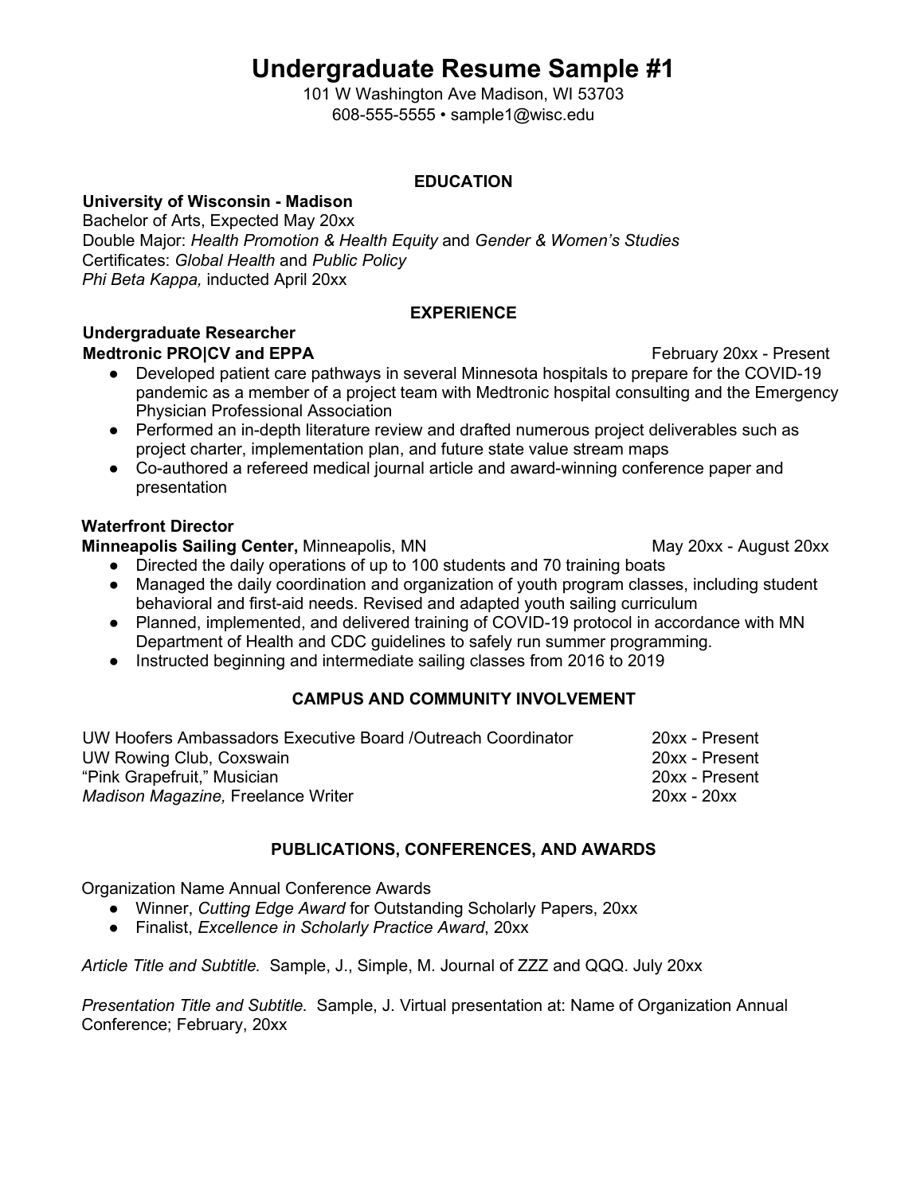# Undergraduate Resume Sample #1

101 W Washington Ave Madison, WI 53703
608-555-5555 • sample1@wisc.edu

## EDUCATION

**University of Wisconsin - Madison**
Bachelor of Arts, Expected May 20xx
Double Major: *Health Promotion & Health Equity* and *Gender & Women's Studies*
Certificates: *Global Health* and *Public Policy*
*Phi Beta Kappa,* inducted April 20xx

## EXPERIENCE

**Undergraduate Researcher**
**Medtronic PRO|CV and EPPA** — February 20xx - Present

- Developed patient care pathways in several Minnesota hospitals to prepare for the COVID-19 pandemic as a member of a project team with Medtronic hospital consulting and the Emergency Physician Professional Association
- Performed an in-depth literature review and drafted numerous project deliverables such as project charter, implementation plan, and future state value stream maps
- Co-authored a refereed medical journal article and award-winning conference paper and presentation

**Waterfront Director**
**Minneapolis Sailing Center,** Minneapolis, MN — May 20xx - August 20xx

- Directed the daily operations of up to 100 students and 70 training boats
- Managed the daily coordination and organization of youth program classes, including student behavioral and first-aid needs. Revised and adapted youth sailing curriculum
- Planned, implemented, and delivered training of COVID-19 protocol in accordance with MN Department of Health and CDC guidelines to safely run summer programming.
- Instructed beginning and intermediate sailing classes from 2016 to 2019

## CAMPUS AND COMMUNITY INVOLVEMENT

UW Hoofers Ambassadors Executive Board /Outreach Coordinator — 20xx - Present
UW Rowing Club, Coxswain — 20xx - Present
"Pink Grapefruit," Musician — 20xx - Present
*Madison Magazine,* Freelance Writer — 20xx - 20xx

## PUBLICATIONS, CONFERENCES, AND AWARDS

Organization Name Annual Conference Awards

- Winner, *Cutting Edge Award* for Outstanding Scholarly Papers, 20xx
- Finalist, *Excellence in Scholarly Practice Award*, 20xx

*Article Title and Subtitle.* Sample, J., Simple, M. Journal of ZZZ and QQQ. July 20xx

*Presentation Title and Subtitle.* Sample, J. Virtual presentation at: Name of Organization Annual Conference; February, 20xx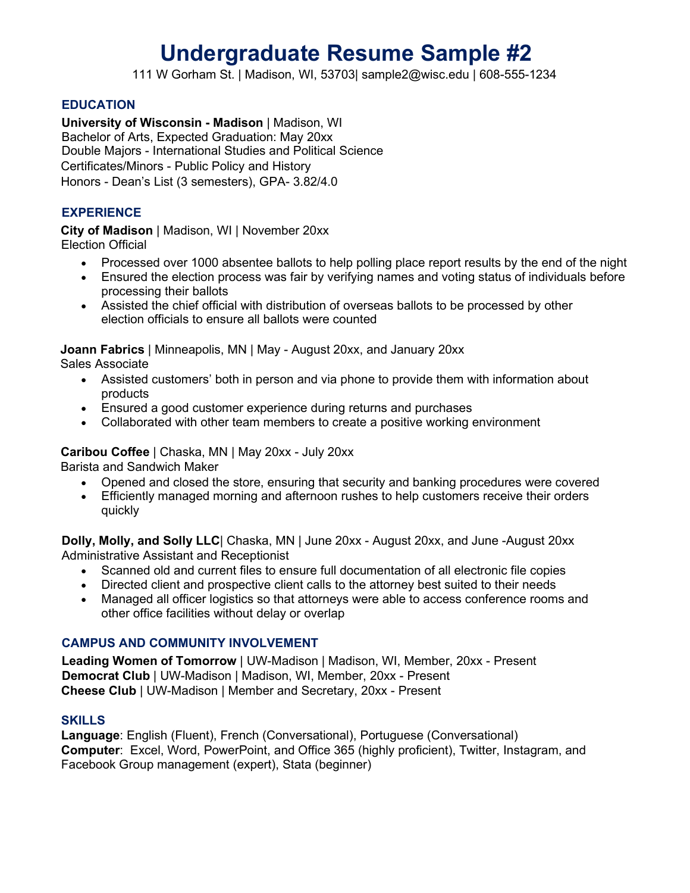# Undergraduate Resume Sample #2

111 W Gorham St. | Madison, WI, 53703| sample2@wisc.edu | 608-555-1234

## EDUCATION

**University of Wisconsin - Madison** | Madison, WI
Bachelor of Arts, Expected Graduation: May 20xx
Double Majors - International Studies and Political Science
Certificates/Minors - Public Policy and History
Honors - Dean's List (3 semesters), GPA- 3.82/4.0

## EXPERIENCE

**City of Madison** | Madison, WI | November 20xx
Election Official

- Processed over 1000 absentee ballots to help polling place report results by the end of the night
- Ensured the election process was fair by verifying names and voting status of individuals before processing their ballots
- Assisted the chief official with distribution of overseas ballots to be processed by other election officials to ensure all ballots were counted

**Joann Fabrics** | Minneapolis, MN | May - August 20xx, and January 20xx
Sales Associate

- Assisted customers' both in person and via phone to provide them with information about products
- Ensured a good customer experience during returns and purchases
- Collaborated with other team members to create a positive working environment

**Caribou Coffee** | Chaska, MN | May 20xx - July 20xx
Barista and Sandwich Maker

- Opened and closed the store, ensuring that security and banking procedures were covered
- Efficiently managed morning and afternoon rushes to help customers receive their orders quickly

**Dolly, Molly, and Solly LLC**| Chaska, MN | June 20xx - August 20xx, and June -August 20xx
Administrative Assistant and Receptionist

- Scanned old and current files to ensure full documentation of all electronic file copies
- Directed client and prospective client calls to the attorney best suited to their needs
- Managed all officer logistics so that attorneys were able to access conference rooms and other office facilities without delay or overlap

## CAMPUS AND COMMUNITY INVOLVEMENT

**Leading Women of Tomorrow** | UW-Madison | Madison, WI, Member, 20xx - Present
**Democrat Club** | UW-Madison | Madison, WI, Member, 20xx - Present
**Cheese Club** | UW-Madison | Member and Secretary, 20xx - Present

## SKILLS

**Language**: English (Fluent), French (Conversational), Portuguese (Conversational)
**Computer**: Excel, Word, PowerPoint, and Office 365 (highly proficient), Twitter, Instagram, and Facebook Group management (expert), Stata (beginner)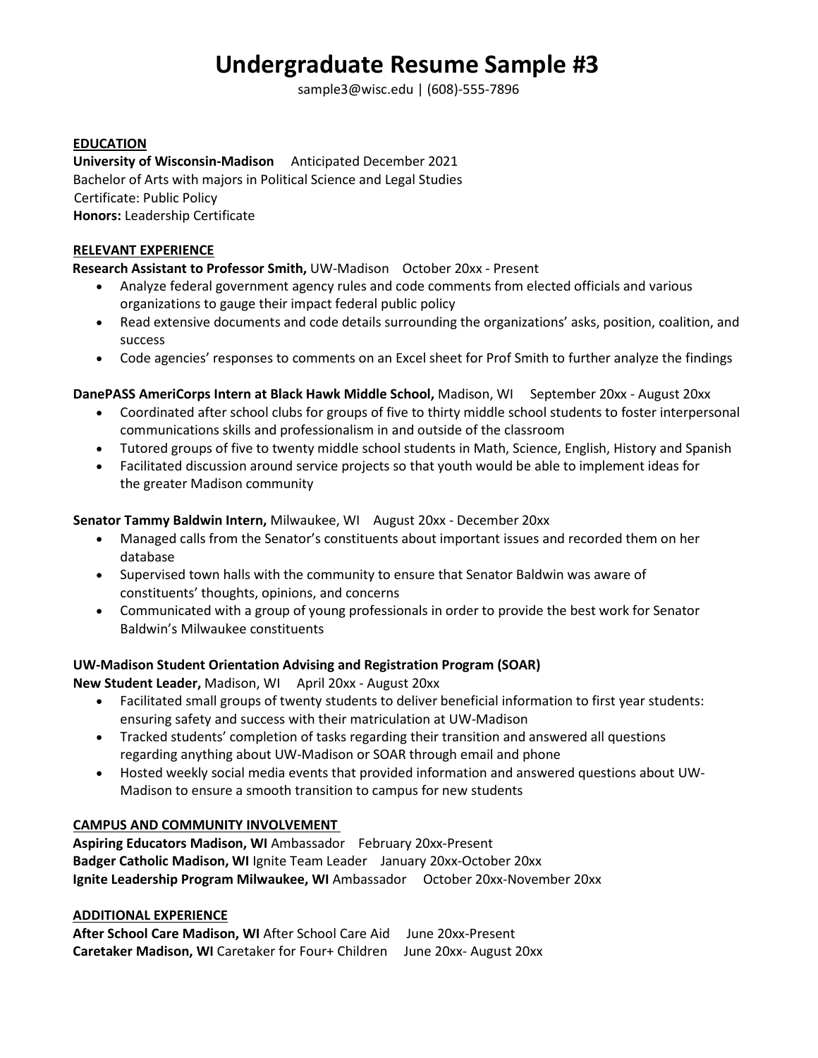# Undergraduate Resume Sample #3

sample3@wisc.edu | (608)-555-7896

## EDUCATION

**University of Wisconsin-Madison** Anticipated December 2021
Bachelor of Arts with majors in Political Science and Legal Studies
Certificate: Public Policy
**Honors:** Leadership Certificate

## RELEVANT EXPERIENCE

**Research Assistant to Professor Smith,** UW-Madison October 20xx - Present

- Analyze federal government agency rules and code comments from elected officials and various organizations to gauge their impact federal public policy
- Read extensive documents and code details surrounding the organizations' asks, position, coalition, and success
- Code agencies' responses to comments on an Excel sheet for Prof Smith to further analyze the findings

**DanePASS AmeriCorps Intern at Black Hawk Middle School,** Madison, WI September 20xx - August 20xx

- Coordinated after school clubs for groups of five to thirty middle school students to foster interpersonal communications skills and professionalism in and outside of the classroom
- Tutored groups of five to twenty middle school students in Math, Science, English, History and Spanish
- Facilitated discussion around service projects so that youth would be able to implement ideas for the greater Madison community

**Senator Tammy Baldwin Intern,** Milwaukee, WI August 20xx - December 20xx

- Managed calls from the Senator's constituents about important issues and recorded them on her database
- Supervised town halls with the community to ensure that Senator Baldwin was aware of constituents' thoughts, opinions, and concerns
- Communicated with a group of young professionals in order to provide the best work for Senator Baldwin's Milwaukee constituents

**UW-Madison Student Orientation Advising and Registration Program (SOAR)**
**New Student Leader,** Madison, WI April 20xx - August 20xx

- Facilitated small groups of twenty students to deliver beneficial information to first year students: ensuring safety and success with their matriculation at UW-Madison
- Tracked students' completion of tasks regarding their transition and answered all questions regarding anything about UW-Madison or SOAR through email and phone
- Hosted weekly social media events that provided information and answered questions about UW-Madison to ensure a smooth transition to campus for new students

## CAMPUS AND COMMUNITY INVOLVEMENT

**Aspiring Educators Madison, WI** Ambassador February 20xx-Present
**Badger Catholic Madison, WI** Ignite Team Leader January 20xx-October 20xx
**Ignite Leadership Program Milwaukee, WI** Ambassador October 20xx-November 20xx

## ADDITIONAL EXPERIENCE

**After School Care Madison, WI** After School Care Aid June 20xx-Present
**Caretaker Madison, WI** Caretaker for Four+ Children June 20xx- August 20xx